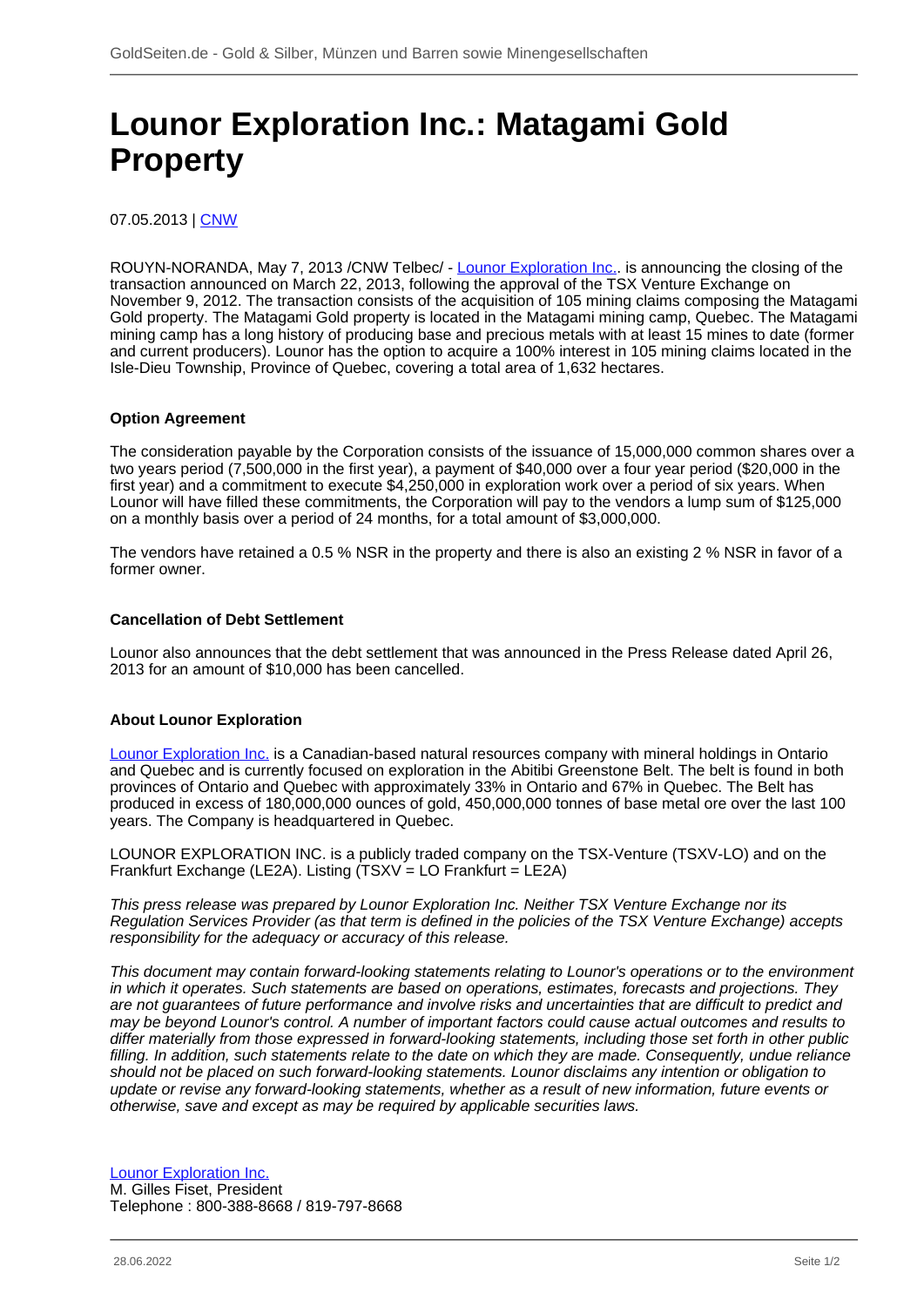# Lounor Exploration Inc.: Matagami Gold Property

07.05.2013 | CNW

ROUYN-NORANDA, May 7, 2013 /CNW Telbec/ - Lounor Exploration Inc.. is announcing the closing of the transaction announced on March 22, 2013, following the approval of the TSX Venture Exchange on November 9, 2012. The transaction consists of the acquisition of 105 mining claims composing the Matagami Gold property. The Matagami Gold property is located in the Matagami mining camp, Quebec. The Matagami mining camp has a long history of producing base and precious metals with at least 15 mines to date (former and current producers). Lounor has the option to acquire a 100% interest in 105 mining claims located in the Isle-Dieu Township, Province of Quebec, covering a total area of 1,632 hectares.

### Option Agreement

The consideration payable by the Corporation consists of the issuance of 15,000,000 common shares over a two years period (7,500,000 in the first year), a payment of $40,000 over a four year period ($20,000 in the first year) and a commitment to execute $4,250,000 in exploration work over a period of six years. When Lounor will have filled these commitments, the Corporation will pay to the vendors a lump sum of $125,000 on a monthly basis over a period of 24 months, for a total amount of $3,000,000.

The vendors have retained a 0.5 % NSR in the property and there is also an existing 2 % NSR in favor of a former owner.

### Cancellation of Debt Settlement

Lounor also announces that the debt settlement that was announced in the Press Release dated April 26, 2013 for an amount of $10,000 has been cancelled.

### About Lounor Exploration

Lounor Exploration Inc. is a Canadian-based natural resources company with mineral holdings in Ontario and Quebec and is currently focused on exploration in the Abitibi Greenstone Belt. The belt is found in both provinces of Ontario and Quebec with approximately 33% in Ontario and 67% in Quebec. The Belt has produced in excess of 180,000,000 ounces of gold, 450,000,000 tonnes of base metal ore over the last 100 years. The Company is headquartered in Quebec.

LOUNOR EXPLORATION INC. is a publicly traded company on the TSX-Venture (TSXV-LO) and on the Frankfurt Exchange (LE2A). Listing (TSXV = LO Frankfurt = LE2A)

*This press release was prepared by Lounor Exploration Inc. Neither TSX Venture Exchange nor its Regulation Services Provider (as that term is defined in the policies of the TSX Venture Exchange) accepts responsibility for the adequacy or accuracy of this release.*

*This document may contain forward-looking statements relating to Lounor's operations or to the environment in which it operates. Such statements are based on operations, estimates, forecasts and projections. They are not guarantees of future performance and involve risks and uncertainties that are difficult to predict and may be beyond Lounor's control. A number of important factors could cause actual outcomes and results to differ materially from those expressed in forward-looking statements, including those set forth in other public filling. In addition, such statements relate to the date on which they are made. Consequently, undue reliance should not be placed on such forward-looking statements. Lounor disclaims any intention or obligation to update or revise any forward-looking statements, whether as a result of new information, future events or otherwise, save and except as may be required by applicable securities laws.*

Lounor Exploration Inc.
M. Gilles Fiset, President
Telephone : 800-388-8668 / 819-797-8668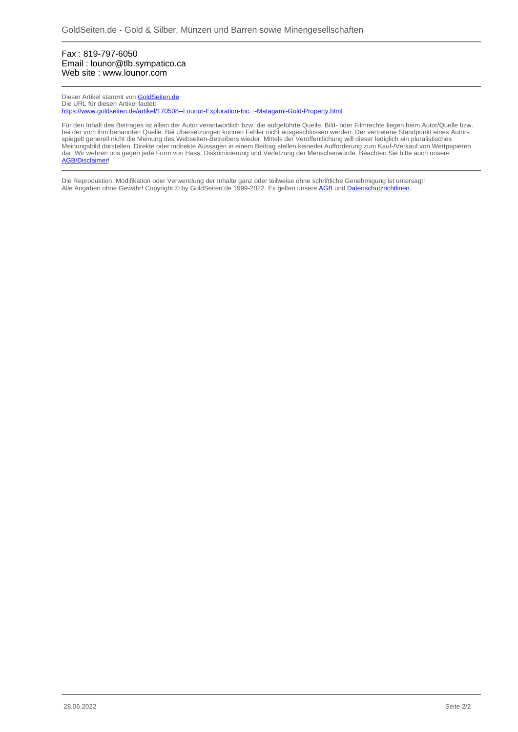Fax : 819-797-6050
Email : lounor@tlb.sympatico.ca
Web site : www.lounor.com

Dieser Artikel stammt von GoldSeiten.de
Die URL für diesen Artikel lautet:
https://www.goldseiten.de/artikel/170508--Lounor-Exploration-Inc.~-Matagami-Gold-Property.html

Für den Inhalt des Beitrages ist allein der Autor verantwortlich bzw. die aufgeführte Quelle. Bild- oder Filmrechte liegen beim Autor/Quelle bzw. bei der vom ihm benannten Quelle. Bei Übersetzungen können Fehler nicht ausgeschlossen werden. Der vertretene Standpunkt eines Autors spiegelt generell nicht die Meinung des Webseiten-Betreibers wieder. Mittels der Veröffentlichung will dieser lediglich ein pluralistisches Meinungsbild darstellen. Direkte oder indirekte Aussagen in einem Beitrag stellen keinerlei Aufforderung zum Kauf-/Verkauf von Wertpapieren dar. Wir wehren uns gegen jede Form von Hass, Diskriminierung und Verletzung der Menschenwürde. Beachten Sie bitte auch unsere AGB/Disclaimer!

Die Reproduktion, Modifikation oder Verwendung der Inhalte ganz oder teilweise ohne schriftliche Genehmigung ist untersagt!
Alle Angaben ohne Gewähr! Copyright © by GoldSeiten.de 1999-2022. Es gelten unsere AGB und Datenschutzrichtlinen.